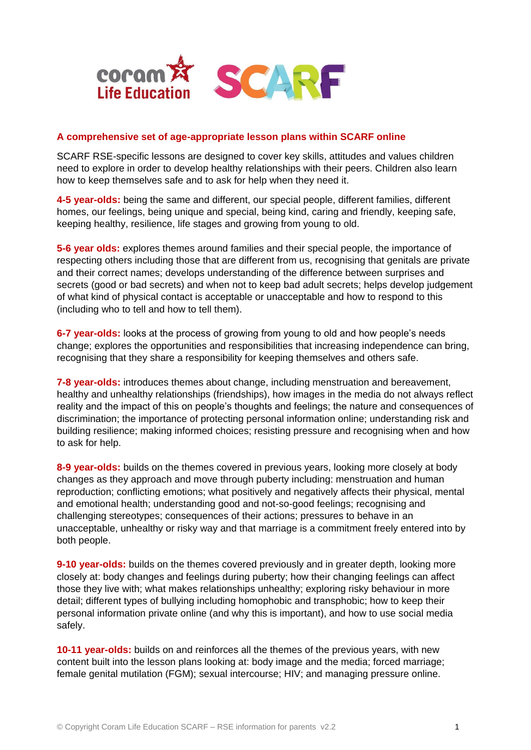## A comprehensive set of age-appropriate lesson plans within SCARF online

SCARF RSE-specific lessons are designed to cover key skills, attitudes and values children need to explore in order to develop healthy relationships with their peers. Children also learn how to keep themselves safe and to ask for help when they need it.

**4-5 year-olds:** being the same and different, our special people, different families, different homes, our feelings, being unique and special, being kind, caring and friendly, keeping safe, keeping healthy, resilience, life stages and growing from young to old.

**5-6 year olds:** explores themes around families and their special people, the importance of respecting others including those that are different from us, recognising that genitals are private and their correct names; develops understanding of the difference between surprises and secrets (good or bad secrets) and when not to keep bad adult secrets; helps develop judgement of what kind of physical contact is acceptable or unacceptable and how to respond to this (including who to tell and how to tell them).

**6-7 year-olds:** looks at the process of growing from young to old and how people's needs change; explores the opportunities and responsibilities that increasing independence can bring, recognising that they share a responsibility for keeping themselves and others safe.

**7-8 year-olds:** introduces themes about change, including menstruation and bereavement, healthy and unhealthy relationships (friendships), how images in the media do not always reflect reality and the impact of this on people's thoughts and feelings; the nature and consequences of discrimination; the importance of protecting personal information online; understanding risk and building resilience; making informed choices; resisting pressure and recognising when and how to ask for help.

**8-9 year-olds:** builds on the themes covered in previous years, looking more closely at body changes as they approach and move through puberty including: menstruation and human reproduction; conflicting emotions; what positively and negatively affects their physical, mental and emotional health; understanding good and not-so-good feelings; recognising and challenging stereotypes; consequences of their actions; pressures to behave in an unacceptable, unhealthy or risky way and that marriage is a commitment freely entered into by both people.

**9-10 year-olds:** builds on the themes covered previously and in greater depth, looking more closely at: body changes and feelings during puberty; how their changing feelings can affect those they live with; what makes relationships unhealthy; exploring risky behaviour in more detail; different types of bullying including homophobic and transphobic; how to keep their personal information private online (and why this is important), and how to use social media safely.

**10-11 year-olds:** builds on and reinforces all the themes of the previous years, with new content built into the lesson plans looking at: body image and the media; forced marriage; female genital mutilation (FGM); sexual intercourse; HIV; and managing pressure online.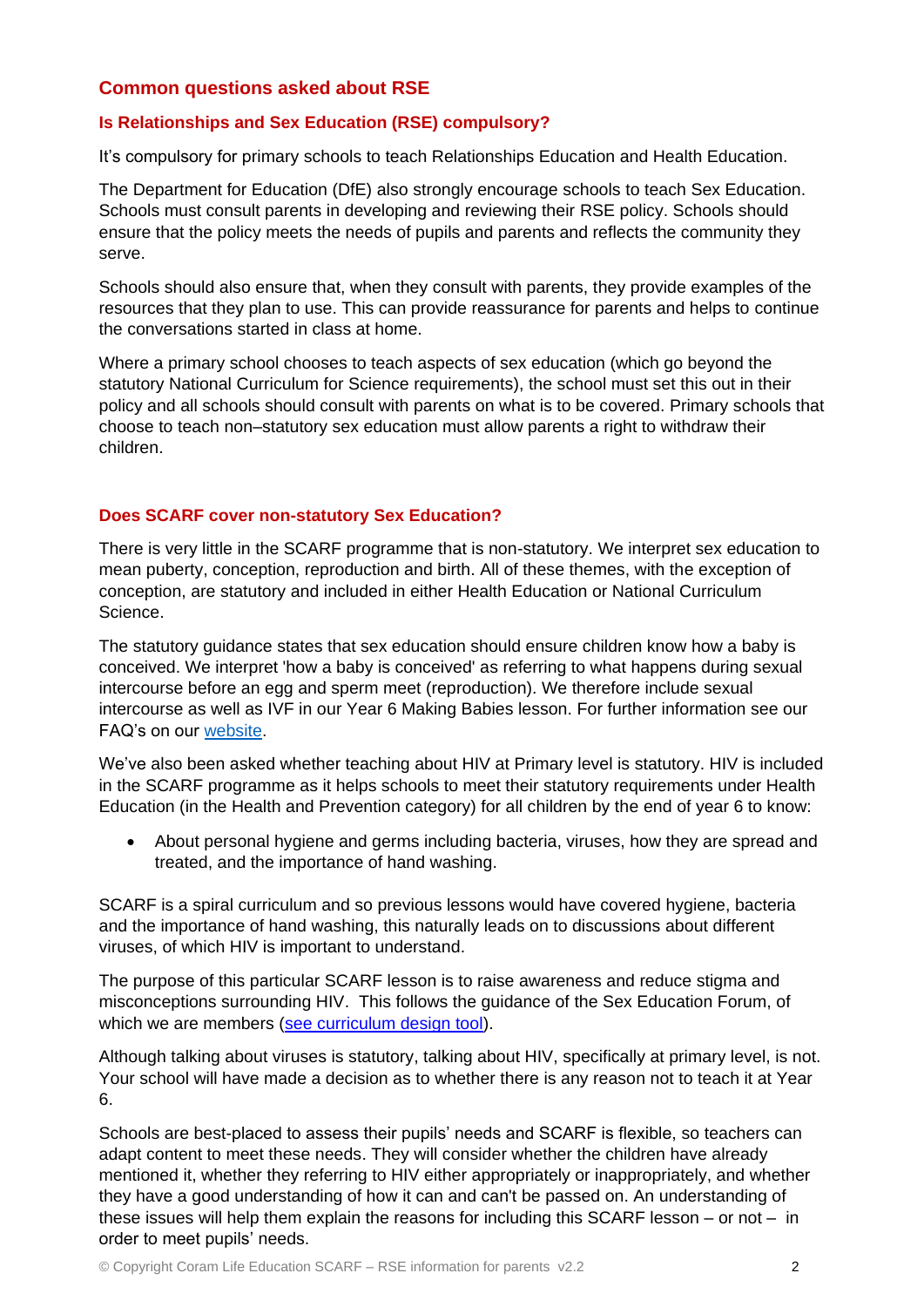## Common questions asked about RSE

### Is Relationships and Sex Education (RSE) compulsory?

It's compulsory for primary schools to teach Relationships Education and Health Education.

The Department for Education (DfE) also strongly encourage schools to teach Sex Education. Schools must consult parents in developing and reviewing their RSE policy. Schools should ensure that the policy meets the needs of pupils and parents and reflects the community they serve.

Schools should also ensure that, when they consult with parents, they provide examples of the resources that they plan to use. This can provide reassurance for parents and helps to continue the conversations started in class at home.

Where a primary school chooses to teach aspects of sex education (which go beyond the statutory National Curriculum for Science requirements), the school must set this out in their policy and all schools should consult with parents on what is to be covered. Primary schools that choose to teach non–statutory sex education must allow parents a right to withdraw their children.

### Does SCARF cover non-statutory Sex Education?

There is very little in the SCARF programme that is non-statutory. We interpret sex education to mean puberty, conception, reproduction and birth. All of these themes, with the exception of conception, are statutory and included in either Health Education or National Curriculum Science.

The statutory guidance states that sex education should ensure children know how a baby is conceived. We interpret 'how a baby is conceived' as referring to what happens during sexual intercourse before an egg and sperm meet (reproduction). We therefore include sexual intercourse as well as IVF in our Year 6 Making Babies lesson. For further information see our FAQ's on our [website](website).

We've also been asked whether teaching about HIV at Primary level is statutory. HIV is included in the SCARF programme as it helps schools to meet their statutory requirements under Health Education (in the Health and Prevention category) for all children by the end of year 6 to know:

- About personal hygiene and germs including bacteria, viruses, how they are spread and treated, and the importance of hand washing.

SCARF is a spiral curriculum and so previous lessons would have covered hygiene, bacteria and the importance of hand washing, this naturally leads on to discussions about different viruses, of which HIV is important to understand.

The purpose of this particular SCARF lesson is to raise awareness and reduce stigma and misconceptions surrounding HIV. This follows the guidance of the Sex Education Forum, of which we are members ([see curriculum design tool](see curriculum design tool)).

Although talking about viruses is statutory, talking about HIV, specifically at primary level, is not. Your school will have made a decision as to whether there is any reason not to teach it at Year 6.

Schools are best-placed to assess their pupils' needs and SCARF is flexible, so teachers can adapt content to meet these needs. They will consider whether the children have already mentioned it, whether they referring to HIV either appropriately or inappropriately, and whether they have a good understanding of how it can and can't be passed on. An understanding of these issues will help them explain the reasons for including this SCARF lesson – or not – in order to meet pupils' needs.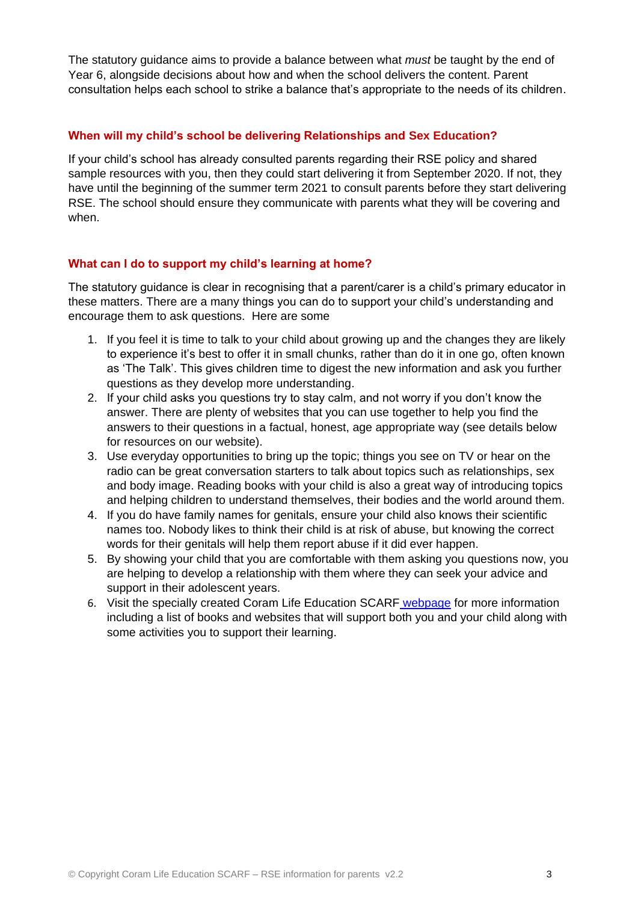The statutory guidance aims to provide a balance between what *must* be taught by the end of Year 6, alongside decisions about how and when the school delivers the content. Parent consultation helps each school to strike a balance that's appropriate to the needs of its children.

### When will my child's school be delivering Relationships and Sex Education?

If your child's school has already consulted parents regarding their RSE policy and shared sample resources with you, then they could start delivering it from September 2020. If not, they have until the beginning of the summer term 2021 to consult parents before they start delivering RSE. The school should ensure they communicate with parents what they will be covering and when.

### What can I do to support my child's learning at home?

The statutory guidance is clear in recognising that a parent/carer is a child's primary educator in these matters. There are a many things you can do to support your child's understanding and encourage them to ask questions. Here are some

1. If you feel it is time to talk to your child about growing up and the changes they are likely to experience it's best to offer it in small chunks, rather than do it in one go, often known as 'The Talk'. This gives children time to digest the new information and ask you further questions as they develop more understanding.
2. If your child asks you questions try to stay calm, and not worry if you don't know the answer. There are plenty of websites that you can use together to help you find the answers to their questions in a factual, honest, age appropriate way (see details below for resources on our website).
3. Use everyday opportunities to bring up the topic; things you see on TV or hear on the radio can be great conversation starters to talk about topics such as relationships, sex and body image. Reading books with your child is also a great way of introducing topics and helping children to understand themselves, their bodies and the world around them.
4. If you do have family names for genitals, ensure your child also knows their scientific names too. Nobody likes to think their child is at risk of abuse, but knowing the correct words for their genitals will help them report abuse if it did ever happen.
5. By showing your child that you are comfortable with them asking you questions now, you are helping to develop a relationship with them where they can seek your advice and support in their adolescent years.
6. Visit the specially created Coram Life Education SCARF webpage for more information including a list of books and websites that will support both you and your child along with some activities you to support their learning.